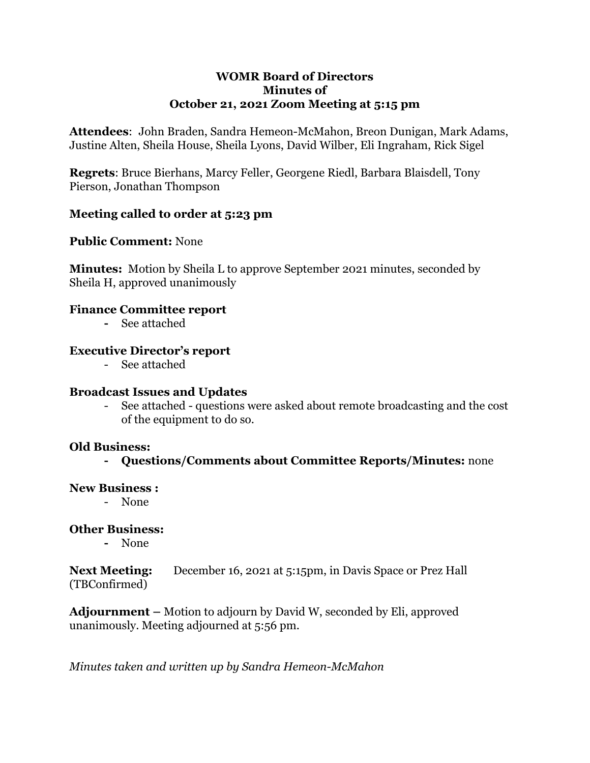**WOMR Board of Directors**
**Minutes of**
**October 21, 2021 Zoom Meeting at 5:15 pm**

**Attendees**: John Braden, Sandra Hemeon-McMahon, Breon Dunigan, Mark Adams, Justine Alten, Sheila House, Sheila Lyons, David Wilber, Eli Ingraham, Rick Sigel

**Regrets**: Bruce Bierhans, Marcy Feller, Georgene Riedl, Barbara Blaisdell, Tony Pierson, Jonathan Thompson

**Meeting called to order at 5:23 pm**

**Public Comment:** None

**Minutes:** Motion by Sheila L to approve September 2021 minutes, seconded by Sheila H, approved unanimously

**Finance Committee report**

- See attached

**Executive Director's report**

- See attached

**Broadcast Issues and Updates**

- See attached - questions were asked about remote broadcasting and the cost of the equipment to do so.

**Old Business:**

- **Questions/Comments about Committee Reports/Minutes:** none

**New Business :**

- None

**Other Business:**

- None

**Next Meeting:** December 16, 2021 at 5:15pm, in Davis Space or Prez Hall (TBConfirmed)

**Adjournment –** Motion to adjourn by David W, seconded by Eli, approved unanimously. Meeting adjourned at 5:56 pm.

*Minutes taken and written up by Sandra Hemeon-McMahon*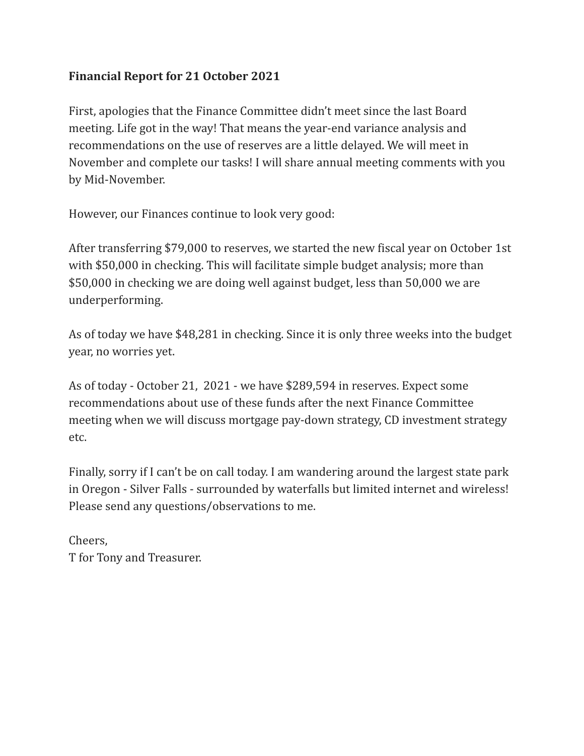**Financial Report for 21 October 2021**

First, apologies that the Finance Committee didn't meet since the last Board meeting. Life got in the way! That means the year-end variance analysis and recommendations on the use of reserves are a little delayed. We will meet in November and complete our tasks! I will share annual meeting comments with you by Mid-November.

However, our Finances continue to look very good:

After transferring $79,000 to reserves, we started the new fiscal year on October 1st with $50,000 in checking. This will facilitate simple budget analysis; more than $50,000 in checking we are doing well against budget, less than 50,000 we are underperforming.

As of today we have $48,281 in checking. Since it is only three weeks into the budget year, no worries yet.

As of today - October 21, 2021 - we have $289,594 in reserves. Expect some recommendations about use of these funds after the next Finance Committee meeting when we will discuss mortgage pay-down strategy, CD investment strategy etc.

Finally, sorry if I can't be on call today. I am wandering around the largest state park in Oregon - Silver Falls - surrounded by waterfalls but limited internet and wireless! Please send any questions/observations to me.

Cheers,
T for Tony and Treasurer.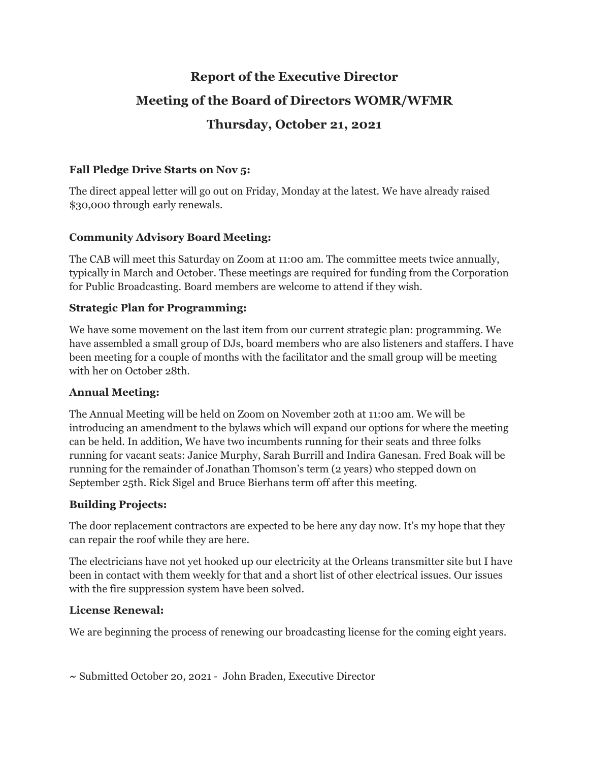# Report of the Executive Director

# Meeting of the Board of Directors WOMR/WFMR

# Thursday, October 21, 2021

**Fall Pledge Drive Starts on Nov 5:**

The direct appeal letter will go out on Friday, Monday at the latest. We have already raised $30,000 through early renewals.

**Community Advisory Board Meeting:**

The CAB will meet this Saturday on Zoom at 11:00 am. The committee meets twice annually, typically in March and October. These meetings are required for funding from the Corporation for Public Broadcasting. Board members are welcome to attend if they wish.

**Strategic Plan for Programming:**

We have some movement on the last item from our current strategic plan: programming. We have assembled a small group of DJs, board members who are also listeners and staffers. I have been meeting for a couple of months with the facilitator and the small group will be meeting with her on October 28th.

**Annual Meeting:**

The Annual Meeting will be held on Zoom on November 20th at 11:00 am. We will be introducing an amendment to the bylaws which will expand our options for where the meeting can be held. In addition, We have two incumbents running for their seats and three folks running for vacant seats: Janice Murphy, Sarah Burrill and Indira Ganesan. Fred Boak will be running for the remainder of Jonathan Thomson's term (2 years) who stepped down on September 25th. Rick Sigel and Bruce Bierhans term off after this meeting.

**Building Projects:**

The door replacement contractors are expected to be here any day now. It's my hope that they can repair the roof while they are here.

The electricians have not yet hooked up our electricity at the Orleans transmitter site but I have been in contact with them weekly for that and a short list of other electrical issues. Our issues with the fire suppression system have been solved.

**License Renewal:**

We are beginning the process of renewing our broadcasting license for the coming eight years.

~ Submitted October 20, 2021 - John Braden, Executive Director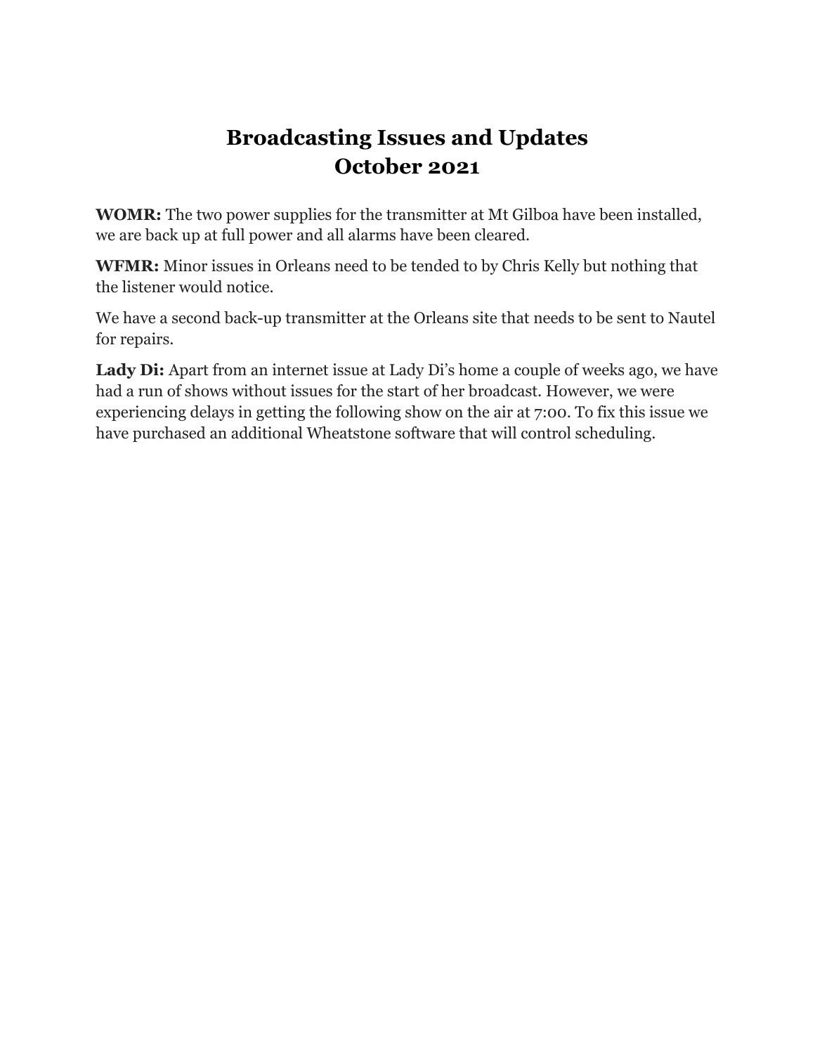# Broadcasting Issues and Updates
# October 2021

**WOMR:** The two power supplies for the transmitter at Mt Gilboa have been installed, we are back up at full power and all alarms have been cleared.

**WFMR:** Minor issues in Orleans need to be tended to by Chris Kelly but nothing that the listener would notice.

We have a second back-up transmitter at the Orleans site that needs to be sent to Nautel for repairs.

**Lady Di:** Apart from an internet issue at Lady Di's home a couple of weeks ago, we have had a run of shows without issues for the start of her broadcast. However, we were experiencing delays in getting the following show on the air at 7:00. To fix this issue we have purchased an additional Wheatstone software that will control scheduling.